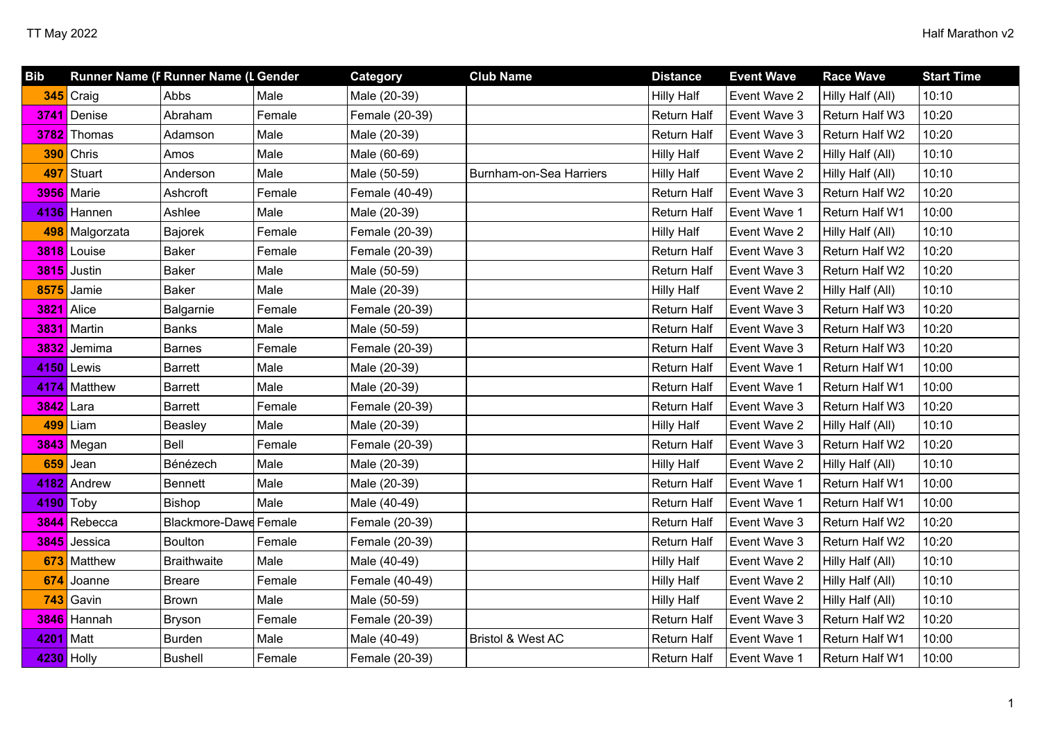| Bib | Runner Name (F | Runner Name (L | Gender | Category | Club Name | Distance | Event Wave | Race Wave | Start Time |
|---|---|---|---|---|---|---|---|---|---|
| 345 | Craig | Abbs | Male | Male (20-39) | | Hilly Half | Event Wave 2 | Hilly Half (All) | 10:10 |
| 3741 | Denise | Abraham | Female | Female (20-39) | | Return Half | Event Wave 3 | Return Half W3 | 10:20 |
| 3782 | Thomas | Adamson | Male | Male (20-39) | | Return Half | Event Wave 3 | Return Half W2 | 10:20 |
| 390 | Chris | Amos | Male | Male (60-69) | | Hilly Half | Event Wave 2 | Hilly Half (All) | 10:10 |
| 497 | Stuart | Anderson | Male | Male (50-59) | Burnham-on-Sea Harriers | Hilly Half | Event Wave 2 | Hilly Half (All) | 10:10 |
| 3956 | Marie | Ashcroft | Female | Female (40-49) | | Return Half | Event Wave 3 | Return Half W2 | 10:20 |
| 4136 | Hannen | Ashlee | Male | Male (20-39) | | Return Half | Event Wave 1 | Return Half W1 | 10:00 |
| 498 | Malgorzata | Bajorek | Female | Female (20-39) | | Hilly Half | Event Wave 2 | Hilly Half (All) | 10:10 |
| 3818 | Louise | Baker | Female | Female (20-39) | | Return Half | Event Wave 3 | Return Half W2 | 10:20 |
| 3815 | Justin | Baker | Male | Male (50-59) | | Return Half | Event Wave 3 | Return Half W2 | 10:20 |
| 8575 | Jamie | Baker | Male | Male (20-39) | | Hilly Half | Event Wave 2 | Hilly Half (All) | 10:10 |
| 3821 | Alice | Balgarnie | Female | Female (20-39) | | Return Half | Event Wave 3 | Return Half W3 | 10:20 |
| 3831 | Martin | Banks | Male | Male (50-59) | | Return Half | Event Wave 3 | Return Half W3 | 10:20 |
| 3832 | Jemima | Barnes | Female | Female (20-39) | | Return Half | Event Wave 3 | Return Half W3 | 10:20 |
| 4150 | Lewis | Barrett | Male | Male (20-39) | | Return Half | Event Wave 1 | Return Half W1 | 10:00 |
| 4174 | Matthew | Barrett | Male | Male (20-39) | | Return Half | Event Wave 1 | Return Half W1 | 10:00 |
| 3842 | Lara | Barrett | Female | Female (20-39) | | Return Half | Event Wave 3 | Return Half W3 | 10:20 |
| 499 | Liam | Beasley | Male | Male (20-39) | | Hilly Half | Event Wave 2 | Hilly Half (All) | 10:10 |
| 3843 | Megan | Bell | Female | Female (20-39) | | Return Half | Event Wave 3 | Return Half W2 | 10:20 |
| 659 | Jean | Bénézech | Male | Male (20-39) | | Hilly Half | Event Wave 2 | Hilly Half (All) | 10:10 |
| 4182 | Andrew | Bennett | Male | Male (20-39) | | Return Half | Event Wave 1 | Return Half W1 | 10:00 |
| 4190 | Toby | Bishop | Male | Male (40-49) | | Return Half | Event Wave 1 | Return Half W1 | 10:00 |
| 3844 | Rebecca | Blackmore-Dawe | Female | Female (20-39) | | Return Half | Event Wave 3 | Return Half W2 | 10:20 |
| 3845 | Jessica | Boulton | Female | Female (20-39) | | Return Half | Event Wave 3 | Return Half W2 | 10:20 |
| 673 | Matthew | Braithwaite | Male | Male (40-49) | | Hilly Half | Event Wave 2 | Hilly Half (All) | 10:10 |
| 674 | Joanne | Breare | Female | Female (40-49) | | Hilly Half | Event Wave 2 | Hilly Half (All) | 10:10 |
| 743 | Gavin | Brown | Male | Male (50-59) | | Hilly Half | Event Wave 2 | Hilly Half (All) | 10:10 |
| 3846 | Hannah | Bryson | Female | Female (20-39) | | Return Half | Event Wave 3 | Return Half W2 | 10:20 |
| 4201 | Matt | Burden | Male | Male (40-49) | Bristol & West AC | Return Half | Event Wave 1 | Return Half W1 | 10:00 |
| 4230 | Holly | Bushell | Female | Female (20-39) | | Return Half | Event Wave 1 | Return Half W1 | 10:00 |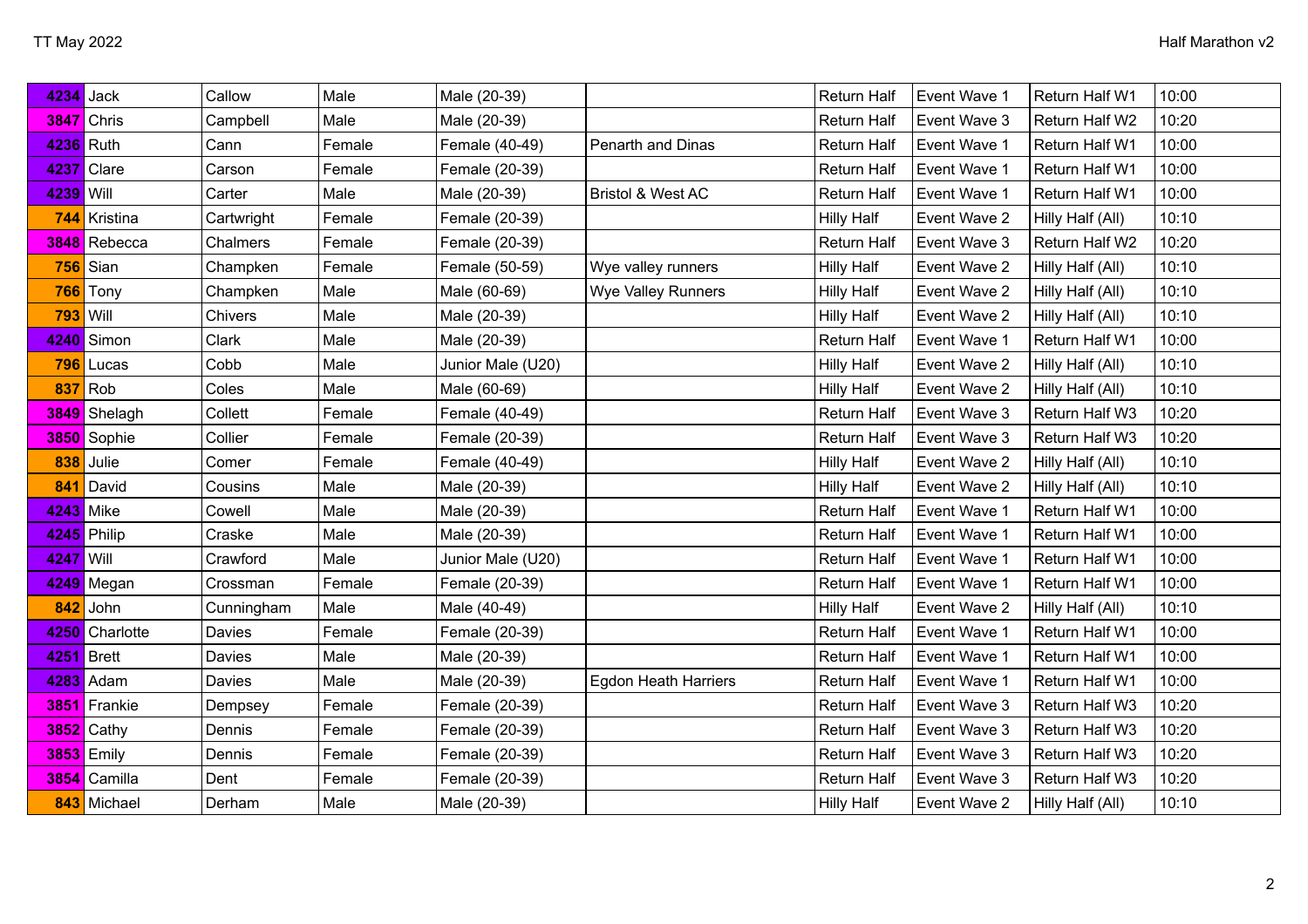| | | | | | | | | | |
|---|---|---|---|---|---|---|---|---|---|
| 4234 | Jack | Callow | Male | Male (20-39) | | Return Half | Event Wave 1 | Return Half W1 | 10:00 |
| 3847 | Chris | Campbell | Male | Male (20-39) | | Return Half | Event Wave 3 | Return Half W2 | 10:20 |
| 4236 | Ruth | Cann | Female | Female (40-49) | Penarth and Dinas | Return Half | Event Wave 1 | Return Half W1 | 10:00 |
| 4237 | Clare | Carson | Female | Female (20-39) | | Return Half | Event Wave 1 | Return Half W1 | 10:00 |
| 4239 | Will | Carter | Male | Male (20-39) | Bristol & West AC | Return Half | Event Wave 1 | Return Half W1 | 10:00 |
| 744 | Kristina | Cartwright | Female | Female (20-39) | | Hilly Half | Event Wave 2 | Hilly Half (All) | 10:10 |
| 3848 | Rebecca | Chalmers | Female | Female (20-39) | | Return Half | Event Wave 3 | Return Half W2 | 10:20 |
| 756 | Sian | Champken | Female | Female (50-59) | Wye valley runners | Hilly Half | Event Wave 2 | Hilly Half (All) | 10:10 |
| 766 | Tony | Champken | Male | Male (60-69) | Wye Valley Runners | Hilly Half | Event Wave 2 | Hilly Half (All) | 10:10 |
| 793 | Will | Chivers | Male | Male (20-39) | | Hilly Half | Event Wave 2 | Hilly Half (All) | 10:10 |
| 4240 | Simon | Clark | Male | Male (20-39) | | Return Half | Event Wave 1 | Return Half W1 | 10:00 |
| 796 | Lucas | Cobb | Male | Junior Male (U20) | | Hilly Half | Event Wave 2 | Hilly Half (All) | 10:10 |
| 837 | Rob | Coles | Male | Male (60-69) | | Hilly Half | Event Wave 2 | Hilly Half (All) | 10:10 |
| 3849 | Shelagh | Collett | Female | Female (40-49) | | Return Half | Event Wave 3 | Return Half W3 | 10:20 |
| 3850 | Sophie | Collier | Female | Female (20-39) | | Return Half | Event Wave 3 | Return Half W3 | 10:20 |
| 838 | Julie | Comer | Female | Female (40-49) | | Hilly Half | Event Wave 2 | Hilly Half (All) | 10:10 |
| 841 | David | Cousins | Male | Male (20-39) | | Hilly Half | Event Wave 2 | Hilly Half (All) | 10:10 |
| 4243 | Mike | Cowell | Male | Male (20-39) | | Return Half | Event Wave 1 | Return Half W1 | 10:00 |
| 4245 | Philip | Craske | Male | Male (20-39) | | Return Half | Event Wave 1 | Return Half W1 | 10:00 |
| 4247 | Will | Crawford | Male | Junior Male (U20) | | Return Half | Event Wave 1 | Return Half W1 | 10:00 |
| 4249 | Megan | Crossman | Female | Female (20-39) | | Return Half | Event Wave 1 | Return Half W1 | 10:00 |
| 842 | John | Cunningham | Male | Male (40-49) | | Hilly Half | Event Wave 2 | Hilly Half (All) | 10:10 |
| 4250 | Charlotte | Davies | Female | Female (20-39) | | Return Half | Event Wave 1 | Return Half W1 | 10:00 |
| 4251 | Brett | Davies | Male | Male (20-39) | | Return Half | Event Wave 1 | Return Half W1 | 10:00 |
| 4283 | Adam | Davies | Male | Male (20-39) | Egdon Heath Harriers | Return Half | Event Wave 1 | Return Half W1 | 10:00 |
| 3851 | Frankie | Dempsey | Female | Female (20-39) | | Return Half | Event Wave 3 | Return Half W3 | 10:20 |
| 3852 | Cathy | Dennis | Female | Female (20-39) | | Return Half | Event Wave 3 | Return Half W3 | 10:20 |
| 3853 | Emily | Dennis | Female | Female (20-39) | | Return Half | Event Wave 3 | Return Half W3 | 10:20 |
| 3854 | Camilla | Dent | Female | Female (20-39) | | Return Half | Event Wave 3 | Return Half W3 | 10:20 |
| 843 | Michael | Derham | Male | Male (20-39) | | Hilly Half | Event Wave 2 | Hilly Half (All) | 10:10 |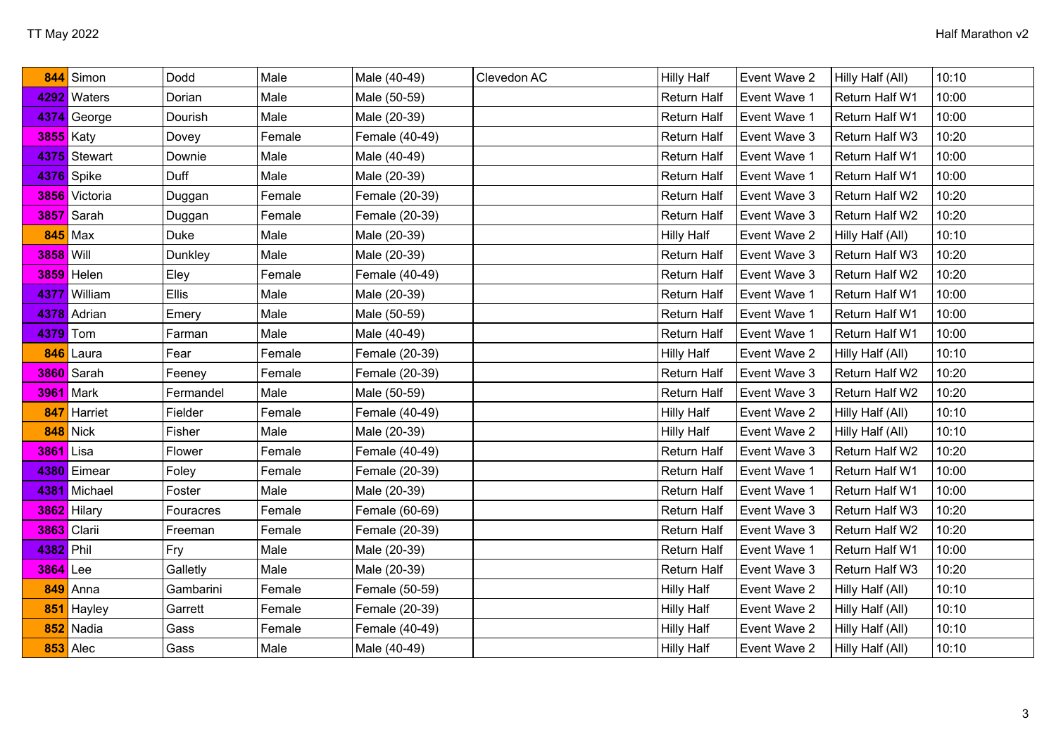| 844 | Simon | Dodd | Male | Male (40-49) | Clevedon AC | Hilly Half | Event Wave 2 | Hilly Half (All) | 10:10 |
|---|---|---|---|---|---|---|---|---|---|
| 4292 | Waters | Dorian | Male | Male (50-59) | | Return Half | Event Wave 1 | Return Half W1 | 10:00 |
| 4374 | George | Dourish | Male | Male (20-39) | | Return Half | Event Wave 1 | Return Half W1 | 10:00 |
| 3855 | Katy | Dovey | Female | Female (40-49) | | Return Half | Event Wave 3 | Return Half W3 | 10:20 |
| 4375 | Stewart | Downie | Male | Male (40-49) | | Return Half | Event Wave 1 | Return Half W1 | 10:00 |
| 4376 | Spike | Duff | Male | Male (20-39) | | Return Half | Event Wave 1 | Return Half W1 | 10:00 |
| 3856 | Victoria | Duggan | Female | Female (20-39) | | Return Half | Event Wave 3 | Return Half W2 | 10:20 |
| 3857 | Sarah | Duggan | Female | Female (20-39) | | Return Half | Event Wave 3 | Return Half W2 | 10:20 |
| 845 | Max | Duke | Male | Male (20-39) | | Hilly Half | Event Wave 2 | Hilly Half (All) | 10:10 |
| 3858 | Will | Dunkley | Male | Male (20-39) | | Return Half | Event Wave 3 | Return Half W3 | 10:20 |
| 3859 | Helen | Eley | Female | Female (40-49) | | Return Half | Event Wave 3 | Return Half W2 | 10:20 |
| 4377 | William | Ellis | Male | Male (20-39) | | Return Half | Event Wave 1 | Return Half W1 | 10:00 |
| 4378 | Adrian | Emery | Male | Male (50-59) | | Return Half | Event Wave 1 | Return Half W1 | 10:00 |
| 4379 | Tom | Farman | Male | Male (40-49) | | Return Half | Event Wave 1 | Return Half W1 | 10:00 |
| 846 | Laura | Fear | Female | Female (20-39) | | Hilly Half | Event Wave 2 | Hilly Half (All) | 10:10 |
| 3860 | Sarah | Feeney | Female | Female (20-39) | | Return Half | Event Wave 3 | Return Half W2 | 10:20 |
| 3961 | Mark | Fermandel | Male | Male (50-59) | | Return Half | Event Wave 3 | Return Half W2 | 10:20 |
| 847 | Harriet | Fielder | Female | Female (40-49) | | Hilly Half | Event Wave 2 | Hilly Half (All) | 10:10 |
| 848 | Nick | Fisher | Male | Male (20-39) | | Hilly Half | Event Wave 2 | Hilly Half (All) | 10:10 |
| 3861 | Lisa | Flower | Female | Female (40-49) | | Return Half | Event Wave 3 | Return Half W2 | 10:20 |
| 4380 | Eimear | Foley | Female | Female (20-39) | | Return Half | Event Wave 1 | Return Half W1 | 10:00 |
| 4381 | Michael | Foster | Male | Male (20-39) | | Return Half | Event Wave 1 | Return Half W1 | 10:00 |
| 3862 | Hilary | Fouracres | Female | Female (60-69) | | Return Half | Event Wave 3 | Return Half W3 | 10:20 |
| 3863 | Clarii | Freeman | Female | Female (20-39) | | Return Half | Event Wave 3 | Return Half W2 | 10:20 |
| 4382 | Phil | Fry | Male | Male (20-39) | | Return Half | Event Wave 1 | Return Half W1 | 10:00 |
| 3864 | Lee | Galletly | Male | Male (20-39) | | Return Half | Event Wave 3 | Return Half W3 | 10:20 |
| 849 | Anna | Gambarini | Female | Female (50-59) | | Hilly Half | Event Wave 2 | Hilly Half (All) | 10:10 |
| 851 | Hayley | Garrett | Female | Female (20-39) | | Hilly Half | Event Wave 2 | Hilly Half (All) | 10:10 |
| 852 | Nadia | Gass | Female | Female (40-49) | | Hilly Half | Event Wave 2 | Hilly Half (All) | 10:10 |
| 853 | Alec | Gass | Male | Male (40-49) | | Hilly Half | Event Wave 2 | Hilly Half (All) | 10:10 |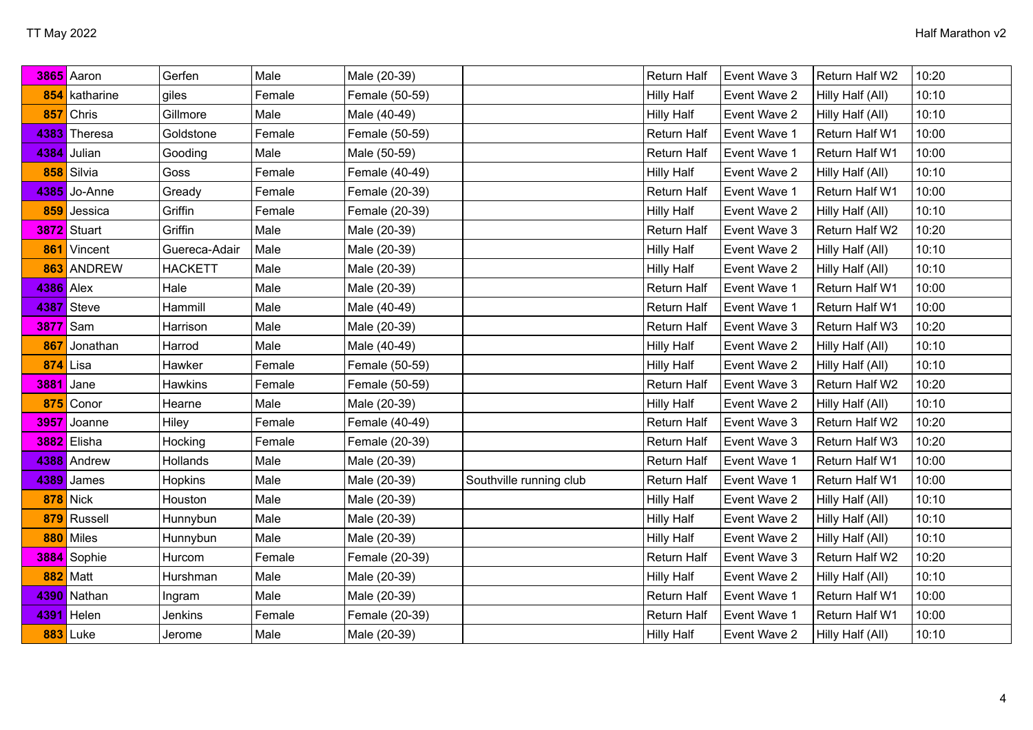| | | | | | | | | | |
|---|---|---|---|---|---|---|---|---|---|
| 3865 | Aaron | Gerfen | Male | Male (20-39) | | Return Half | Event Wave 3 | Return Half W2 | 10:20 |
| 854 | katharine | giles | Female | Female (50-59) | | Hilly Half | Event Wave 2 | Hilly Half (All) | 10:10 |
| 857 | Chris | Gillmore | Male | Male (40-49) | | Hilly Half | Event Wave 2 | Hilly Half (All) | 10:10 |
| 4383 | Theresa | Goldstone | Female | Female (50-59) | | Return Half | Event Wave 1 | Return Half W1 | 10:00 |
| 4384 | Julian | Gooding | Male | Male (50-59) | | Return Half | Event Wave 1 | Return Half W1 | 10:00 |
| 858 | Silvia | Goss | Female | Female (40-49) | | Hilly Half | Event Wave 2 | Hilly Half (All) | 10:10 |
| 4385 | Jo-Anne | Gready | Female | Female (20-39) | | Return Half | Event Wave 1 | Return Half W1 | 10:00 |
| 859 | Jessica | Griffin | Female | Female (20-39) | | Hilly Half | Event Wave 2 | Hilly Half (All) | 10:10 |
| 3872 | Stuart | Griffin | Male | Male (20-39) | | Return Half | Event Wave 3 | Return Half W2 | 10:20 |
| 861 | Vincent | Guereca-Adair | Male | Male (20-39) | | Hilly Half | Event Wave 2 | Hilly Half (All) | 10:10 |
| 863 | ANDREW | HACKETT | Male | Male (20-39) | | Hilly Half | Event Wave 2 | Hilly Half (All) | 10:10 |
| 4386 | Alex | Hale | Male | Male (20-39) | | Return Half | Event Wave 1 | Return Half W1 | 10:00 |
| 4387 | Steve | Hammill | Male | Male (40-49) | | Return Half | Event Wave 1 | Return Half W1 | 10:00 |
| 3877 | Sam | Harrison | Male | Male (20-39) | | Return Half | Event Wave 3 | Return Half W3 | 10:20 |
| 867 | Jonathan | Harrod | Male | Male (40-49) | | Hilly Half | Event Wave 2 | Hilly Half (All) | 10:10 |
| 874 | Lisa | Hawker | Female | Female (50-59) | | Hilly Half | Event Wave 2 | Hilly Half (All) | 10:10 |
| 3881 | Jane | Hawkins | Female | Female (50-59) | | Return Half | Event Wave 3 | Return Half W2 | 10:20 |
| 875 | Conor | Hearne | Male | Male (20-39) | | Hilly Half | Event Wave 2 | Hilly Half (All) | 10:10 |
| 3957 | Joanne | Hiley | Female | Female (40-49) | | Return Half | Event Wave 3 | Return Half W2 | 10:20 |
| 3882 | Elisha | Hocking | Female | Female (20-39) | | Return Half | Event Wave 3 | Return Half W3 | 10:20 |
| 4388 | Andrew | Hollands | Male | Male (20-39) | | Return Half | Event Wave 1 | Return Half W1 | 10:00 |
| 4389 | James | Hopkins | Male | Male (20-39) | Southville running club | Return Half | Event Wave 1 | Return Half W1 | 10:00 |
| 878 | Nick | Houston | Male | Male (20-39) | | Hilly Half | Event Wave 2 | Hilly Half (All) | 10:10 |
| 879 | Russell | Hunnybun | Male | Male (20-39) | | Hilly Half | Event Wave 2 | Hilly Half (All) | 10:10 |
| 880 | Miles | Hunnybun | Male | Male (20-39) | | Hilly Half | Event Wave 2 | Hilly Half (All) | 10:10 |
| 3884 | Sophie | Hurcom | Female | Female (20-39) | | Return Half | Event Wave 3 | Return Half W2 | 10:20 |
| 882 | Matt | Hurshman | Male | Male (20-39) | | Hilly Half | Event Wave 2 | Hilly Half (All) | 10:10 |
| 4390 | Nathan | Ingram | Male | Male (20-39) | | Return Half | Event Wave 1 | Return Half W1 | 10:00 |
| 4391 | Helen | Jenkins | Female | Female (20-39) | | Return Half | Event Wave 1 | Return Half W1 | 10:00 |
| 883 | Luke | Jerome | Male | Male (20-39) | | Hilly Half | Event Wave 2 | Hilly Half (All) | 10:10 |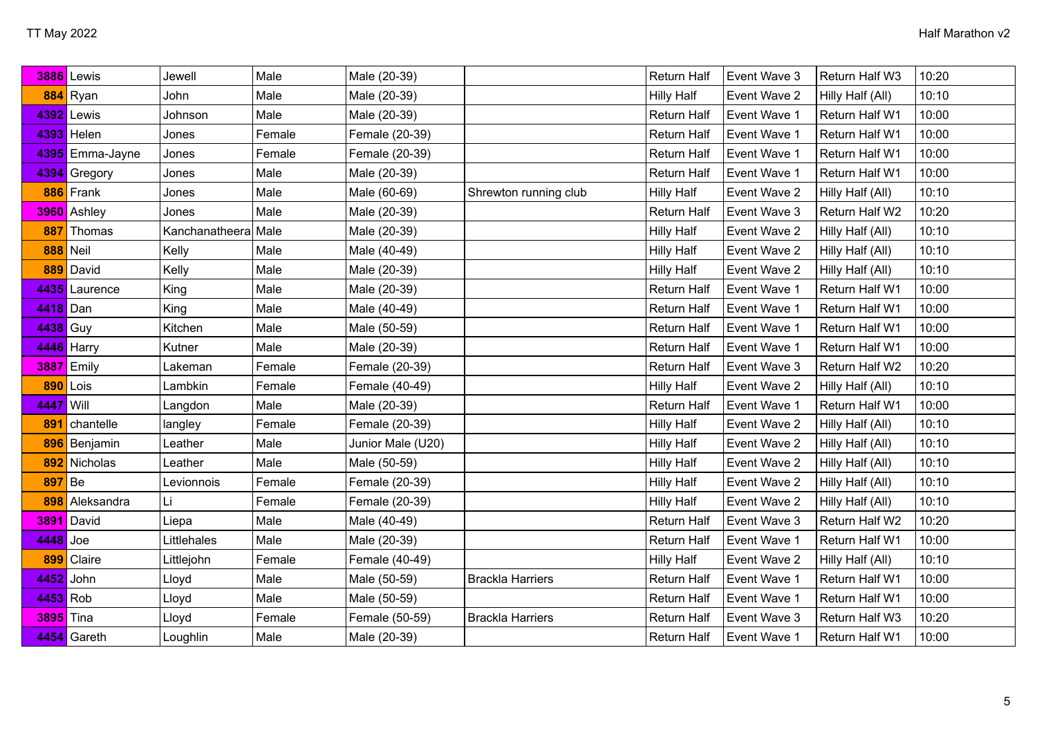| | | | | | | | | | |
|---|---|---|---|---|---|---|---|---|---|
| **3886** | Lewis | Jewell | Male | Male (20-39) | | Return Half | Event Wave 3 | Return Half W3 | 10:20 |
| **884** | Ryan | John | Male | Male (20-39) | | Hilly Half | Event Wave 2 | Hilly Half (All) | 10:10 |
| **4392** | Lewis | Johnson | Male | Male (20-39) | | Return Half | Event Wave 1 | Return Half W1 | 10:00 |
| **4393** | Helen | Jones | Female | Female (20-39) | | Return Half | Event Wave 1 | Return Half W1 | 10:00 |
| **4395** | Emma-Jayne | Jones | Female | Female (20-39) | | Return Half | Event Wave 1 | Return Half W1 | 10:00 |
| **4394** | Gregory | Jones | Male | Male (20-39) | | Return Half | Event Wave 1 | Return Half W1 | 10:00 |
| **886** | Frank | Jones | Male | Male (60-69) | Shrewton running club | Hilly Half | Event Wave 2 | Hilly Half (All) | 10:10 |
| **3960** | Ashley | Jones | Male | Male (20-39) | | Return Half | Event Wave 3 | Return Half W2 | 10:20 |
| **887** | Thomas | Kanchanatheera | Male | Male (20-39) | | Hilly Half | Event Wave 2 | Hilly Half (All) | 10:10 |
| **888** | Neil | Kelly | Male | Male (40-49) | | Hilly Half | Event Wave 2 | Hilly Half (All) | 10:10 |
| **889** | David | Kelly | Male | Male (20-39) | | Hilly Half | Event Wave 2 | Hilly Half (All) | 10:10 |
| **4435** | Laurence | King | Male | Male (20-39) | | Return Half | Event Wave 1 | Return Half W1 | 10:00 |
| **4418** | Dan | King | Male | Male (40-49) | | Return Half | Event Wave 1 | Return Half W1 | 10:00 |
| **4438** | Guy | Kitchen | Male | Male (50-59) | | Return Half | Event Wave 1 | Return Half W1 | 10:00 |
| **4446** | Harry | Kutner | Male | Male (20-39) | | Return Half | Event Wave 1 | Return Half W1 | 10:00 |
| **3887** | Emily | Lakeman | Female | Female (20-39) | | Return Half | Event Wave 3 | Return Half W2 | 10:20 |
| **890** | Lois | Lambkin | Female | Female (40-49) | | Hilly Half | Event Wave 2 | Hilly Half (All) | 10:10 |
| **4447** | Will | Langdon | Male | Male (20-39) | | Return Half | Event Wave 1 | Return Half W1 | 10:00 |
| **891** | chantelle | langley | Female | Female (20-39) | | Hilly Half | Event Wave 2 | Hilly Half (All) | 10:10 |
| **896** | Benjamin | Leather | Male | Junior Male (U20) | | Hilly Half | Event Wave 2 | Hilly Half (All) | 10:10 |
| **892** | Nicholas | Leather | Male | Male (50-59) | | Hilly Half | Event Wave 2 | Hilly Half (All) | 10:10 |
| **897** | Be | Levionnois | Female | Female (20-39) | | Hilly Half | Event Wave 2 | Hilly Half (All) | 10:10 |
| **898** | Aleksandra | Li | Female | Female (20-39) | | Hilly Half | Event Wave 2 | Hilly Half (All) | 10:10 |
| **3891** | David | Liepa | Male | Male (40-49) | | Return Half | Event Wave 3 | Return Half W2 | 10:20 |
| **4448** | Joe | Littlehales | Male | Male (20-39) | | Return Half | Event Wave 1 | Return Half W1 | 10:00 |
| **899** | Claire | Littlejohn | Female | Female (40-49) | | Hilly Half | Event Wave 2 | Hilly Half (All) | 10:10 |
| **4452** | John | Lloyd | Male | Male (50-59) | Brackla Harriers | Return Half | Event Wave 1 | Return Half W1 | 10:00 |
| **4453** | Rob | Lloyd | Male | Male (50-59) | | Return Half | Event Wave 1 | Return Half W1 | 10:00 |
| **3895** | Tina | Lloyd | Female | Female (50-59) | Brackla Harriers | Return Half | Event Wave 3 | Return Half W3 | 10:20 |
| **4454** | Gareth | Loughlin | Male | Male (20-39) | | Return Half | Event Wave 1 | Return Half W1 | 10:00 |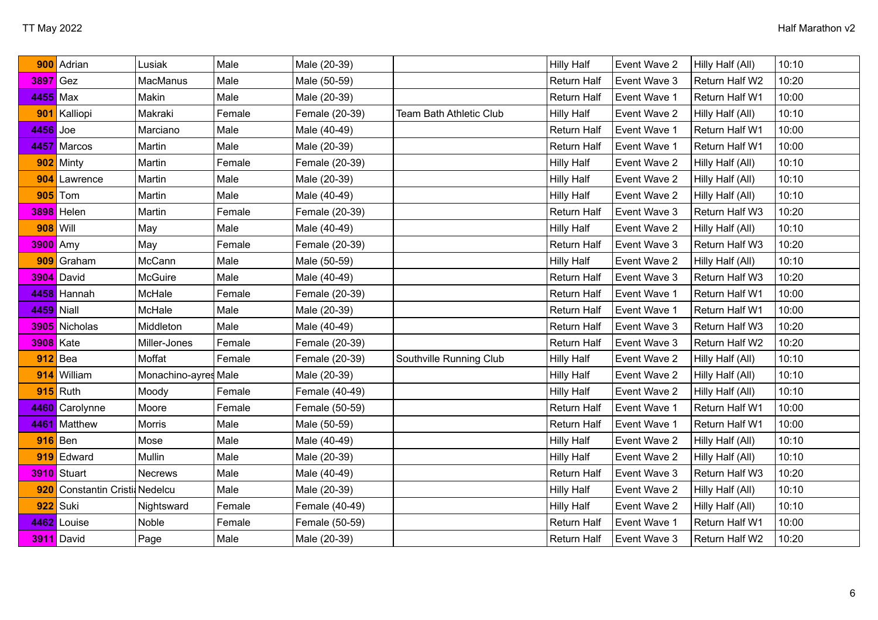| | | | | | | | | | |
|---|---|---|---|---|---|---|---|---|---|
| **900** | Adrian | Lusiak | Male | Male (20-39) | | Hilly Half | Event Wave 2 | Hilly Half (All) | 10:10 |
| **3897** | Gez | MacManus | Male | Male (50-59) | | Return Half | Event Wave 3 | Return Half W2 | 10:20 |
| **4455** | Max | Makin | Male | Male (20-39) | | Return Half | Event Wave 1 | Return Half W1 | 10:00 |
| **901** | Kalliopi | Makraki | Female | Female (20-39) | Team Bath Athletic Club | Hilly Half | Event Wave 2 | Hilly Half (All) | 10:10 |
| **4456** | Joe | Marciano | Male | Male (40-49) | | Return Half | Event Wave 1 | Return Half W1 | 10:00 |
| **4457** | Marcos | Martin | Male | Male (20-39) | | Return Half | Event Wave 1 | Return Half W1 | 10:00 |
| **902** | Minty | Martin | Female | Female (20-39) | | Hilly Half | Event Wave 2 | Hilly Half (All) | 10:10 |
| **904** | Lawrence | Martin | Male | Male (20-39) | | Hilly Half | Event Wave 2 | Hilly Half (All) | 10:10 |
| **905** | Tom | Martin | Male | Male (40-49) | | Hilly Half | Event Wave 2 | Hilly Half (All) | 10:10 |
| **3898** | Helen | Martin | Female | Female (20-39) | | Return Half | Event Wave 3 | Return Half W3 | 10:20 |
| **908** | Will | May | Male | Male (40-49) | | Hilly Half | Event Wave 2 | Hilly Half (All) | 10:10 |
| **3900** | Amy | May | Female | Female (20-39) | | Return Half | Event Wave 3 | Return Half W3 | 10:20 |
| **909** | Graham | McCann | Male | Male (50-59) | | Hilly Half | Event Wave 2 | Hilly Half (All) | 10:10 |
| **3904** | David | McGuire | Male | Male (40-49) | | Return Half | Event Wave 3 | Return Half W3 | 10:20 |
| **4458** | Hannah | McHale | Female | Female (20-39) | | Return Half | Event Wave 1 | Return Half W1 | 10:00 |
| **4459** | Niall | McHale | Male | Male (20-39) | | Return Half | Event Wave 1 | Return Half W1 | 10:00 |
| **3905** | Nicholas | Middleton | Male | Male (40-49) | | Return Half | Event Wave 3 | Return Half W3 | 10:20 |
| **3908** | Kate | Miller-Jones | Female | Female (20-39) | | Return Half | Event Wave 3 | Return Half W2 | 10:20 |
| **912** | Bea | Moffat | Female | Female (20-39) | Southville Running Club | Hilly Half | Event Wave 2 | Hilly Half (All) | 10:10 |
| **914** | William | Monachino-ayres | Male | Male (20-39) | | Hilly Half | Event Wave 2 | Hilly Half (All) | 10:10 |
| **915** | Ruth | Moody | Female | Female (40-49) | | Hilly Half | Event Wave 2 | Hilly Half (All) | 10:10 |
| **4460** | Carolynne | Moore | Female | Female (50-59) | | Return Half | Event Wave 1 | Return Half W1 | 10:00 |
| **4461** | Matthew | Morris | Male | Male (50-59) | | Return Half | Event Wave 1 | Return Half W1 | 10:00 |
| **916** | Ben | Mose | Male | Male (40-49) | | Hilly Half | Event Wave 2 | Hilly Half (All) | 10:10 |
| **919** | Edward | Mullin | Male | Male (20-39) | | Hilly Half | Event Wave 2 | Hilly Half (All) | 10:10 |
| **3910** | Stuart | Necrews | Male | Male (40-49) | | Return Half | Event Wave 3 | Return Half W3 | 10:20 |
| **920** | Constantin Cristi | Nedelcu | Male | Male (20-39) | | Hilly Half | Event Wave 2 | Hilly Half (All) | 10:10 |
| **922** | Suki | Nightsward | Female | Female (40-49) | | Hilly Half | Event Wave 2 | Hilly Half (All) | 10:10 |
| **4462** | Louise | Noble | Female | Female (50-59) | | Return Half | Event Wave 1 | Return Half W1 | 10:00 |
| **3911** | David | Page | Male | Male (20-39) | | Return Half | Event Wave 3 | Return Half W2 | 10:20 |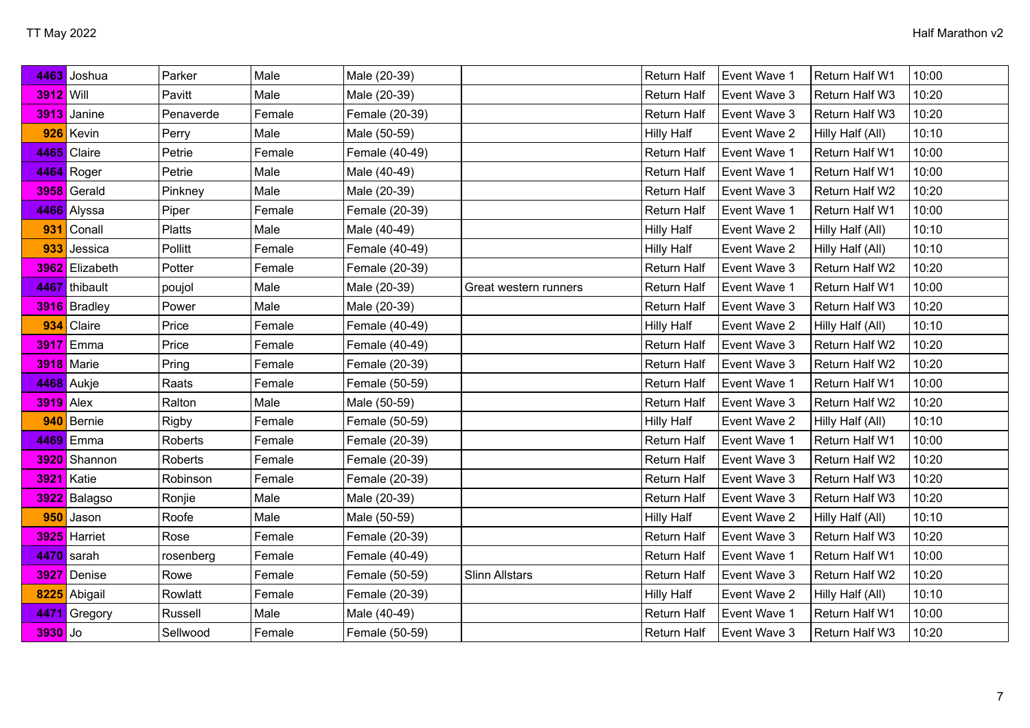| | | | | | | | | | |
|---|---|---|---|---|---|---|---|---|---|
| 4463 | Joshua | Parker | Male | Male (20-39) | | Return Half | Event Wave 1 | Return Half W1 | 10:00 |
| 3912 | Will | Pavitt | Male | Male (20-39) | | Return Half | Event Wave 3 | Return Half W3 | 10:20 |
| 3913 | Janine | Penaverde | Female | Female (20-39) | | Return Half | Event Wave 3 | Return Half W3 | 10:20 |
| 926 | Kevin | Perry | Male | Male (50-59) | | Hilly Half | Event Wave 2 | Hilly Half (All) | 10:10 |
| 4465 | Claire | Petrie | Female | Female (40-49) | | Return Half | Event Wave 1 | Return Half W1 | 10:00 |
| 4464 | Roger | Petrie | Male | Male (40-49) | | Return Half | Event Wave 1 | Return Half W1 | 10:00 |
| 3958 | Gerald | Pinkney | Male | Male (20-39) | | Return Half | Event Wave 3 | Return Half W2 | 10:20 |
| 4466 | Alyssa | Piper | Female | Female (20-39) | | Return Half | Event Wave 1 | Return Half W1 | 10:00 |
| 931 | Conall | Platts | Male | Male (40-49) | | Hilly Half | Event Wave 2 | Hilly Half (All) | 10:10 |
| 933 | Jessica | Pollitt | Female | Female (40-49) | | Hilly Half | Event Wave 2 | Hilly Half (All) | 10:10 |
| 3962 | Elizabeth | Potter | Female | Female (20-39) | | Return Half | Event Wave 3 | Return Half W2 | 10:20 |
| 4467 | thibault | poujol | Male | Male (20-39) | Great western runners | Return Half | Event Wave 1 | Return Half W1 | 10:00 |
| 3916 | Bradley | Power | Male | Male (20-39) | | Return Half | Event Wave 3 | Return Half W3 | 10:20 |
| 934 | Claire | Price | Female | Female (40-49) | | Hilly Half | Event Wave 2 | Hilly Half (All) | 10:10 |
| 3917 | Emma | Price | Female | Female (40-49) | | Return Half | Event Wave 3 | Return Half W2 | 10:20 |
| 3918 | Marie | Pring | Female | Female (20-39) | | Return Half | Event Wave 3 | Return Half W2 | 10:20 |
| 4468 | Aukje | Raats | Female | Female (50-59) | | Return Half | Event Wave 1 | Return Half W1 | 10:00 |
| 3919 | Alex | Ralton | Male | Male (50-59) | | Return Half | Event Wave 3 | Return Half W2 | 10:20 |
| 940 | Bernie | Rigby | Female | Female (50-59) | | Hilly Half | Event Wave 2 | Hilly Half (All) | 10:10 |
| 4469 | Emma | Roberts | Female | Female (20-39) | | Return Half | Event Wave 1 | Return Half W1 | 10:00 |
| 3920 | Shannon | Roberts | Female | Female (20-39) | | Return Half | Event Wave 3 | Return Half W2 | 10:20 |
| 3921 | Katie | Robinson | Female | Female (20-39) | | Return Half | Event Wave 3 | Return Half W3 | 10:20 |
| 3922 | Balagso | Ronjie | Male | Male (20-39) | | Return Half | Event Wave 3 | Return Half W3 | 10:20 |
| 950 | Jason | Roofe | Male | Male (50-59) | | Hilly Half | Event Wave 2 | Hilly Half (All) | 10:10 |
| 3925 | Harriet | Rose | Female | Female (20-39) | | Return Half | Event Wave 3 | Return Half W3 | 10:20 |
| 4470 | sarah | rosenberg | Female | Female (40-49) | | Return Half | Event Wave 1 | Return Half W1 | 10:00 |
| 3927 | Denise | Rowe | Female | Female (50-59) | Slinn Allstars | Return Half | Event Wave 3 | Return Half W2 | 10:20 |
| 8225 | Abigail | Rowlatt | Female | Female (20-39) | | Hilly Half | Event Wave 2 | Hilly Half (All) | 10:10 |
| 4471 | Gregory | Russell | Male | Male (40-49) | | Return Half | Event Wave 1 | Return Half W1 | 10:00 |
| 3930 | Jo | Sellwood | Female | Female (50-59) | | Return Half | Event Wave 3 | Return Half W3 | 10:20 |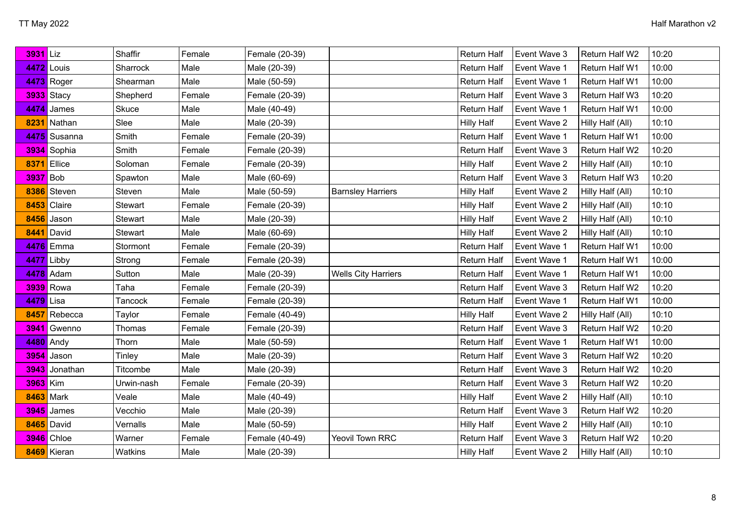| | | | | | | | | | |
|---|---|---|---|---|---|---|---|---|---|
| 3931 | Liz | Shaffir | Female | Female (20-39) | | Return Half | Event Wave 3 | Return Half W2 | 10:20 |
| 4472 | Louis | Sharrock | Male | Male (20-39) | | Return Half | Event Wave 1 | Return Half W1 | 10:00 |
| 4473 | Roger | Shearman | Male | Male (50-59) | | Return Half | Event Wave 1 | Return Half W1 | 10:00 |
| 3933 | Stacy | Shepherd | Female | Female (20-39) | | Return Half | Event Wave 3 | Return Half W3 | 10:20 |
| 4474 | James | Skuce | Male | Male (40-49) | | Return Half | Event Wave 1 | Return Half W1 | 10:00 |
| 8231 | Nathan | Slee | Male | Male (20-39) | | Hilly Half | Event Wave 2 | Hilly Half (All) | 10:10 |
| 4475 | Susanna | Smith | Female | Female (20-39) | | Return Half | Event Wave 1 | Return Half W1 | 10:00 |
| 3934 | Sophia | Smith | Female | Female (20-39) | | Return Half | Event Wave 3 | Return Half W2 | 10:20 |
| 8371 | Ellice | Soloman | Female | Female (20-39) | | Hilly Half | Event Wave 2 | Hilly Half (All) | 10:10 |
| 3937 | Bob | Spawton | Male | Male (60-69) | | Return Half | Event Wave 3 | Return Half W3 | 10:20 |
| 8386 | Steven | Steven | Male | Male (50-59) | Barnsley Harriers | Hilly Half | Event Wave 2 | Hilly Half (All) | 10:10 |
| 8453 | Claire | Stewart | Female | Female (20-39) | | Hilly Half | Event Wave 2 | Hilly Half (All) | 10:10 |
| 8456 | Jason | Stewart | Male | Male (20-39) | | Hilly Half | Event Wave 2 | Hilly Half (All) | 10:10 |
| 8441 | David | Stewart | Male | Male (60-69) | | Hilly Half | Event Wave 2 | Hilly Half (All) | 10:10 |
| 4476 | Emma | Stormont | Female | Female (20-39) | | Return Half | Event Wave 1 | Return Half W1 | 10:00 |
| 4477 | Libby | Strong | Female | Female (20-39) | | Return Half | Event Wave 1 | Return Half W1 | 10:00 |
| 4478 | Adam | Sutton | Male | Male (20-39) | Wells City Harriers | Return Half | Event Wave 1 | Return Half W1 | 10:00 |
| 3939 | Rowa | Taha | Female | Female (20-39) | | Return Half | Event Wave 3 | Return Half W2 | 10:20 |
| 4479 | Lisa | Tancock | Female | Female (20-39) | | Return Half | Event Wave 1 | Return Half W1 | 10:00 |
| 8457 | Rebecca | Taylor | Female | Female (40-49) | | Hilly Half | Event Wave 2 | Hilly Half (All) | 10:10 |
| 3941 | Gwenno | Thomas | Female | Female (20-39) | | Return Half | Event Wave 3 | Return Half W2 | 10:20 |
| 4480 | Andy | Thorn | Male | Male (50-59) | | Return Half | Event Wave 1 | Return Half W1 | 10:00 |
| 3954 | Jason | Tinley | Male | Male (20-39) | | Return Half | Event Wave 3 | Return Half W2 | 10:20 |
| 3943 | Jonathan | Titcombe | Male | Male (20-39) | | Return Half | Event Wave 3 | Return Half W2 | 10:20 |
| 3963 | Kim | Urwin-nash | Female | Female (20-39) | | Return Half | Event Wave 3 | Return Half W2 | 10:20 |
| 8463 | Mark | Veale | Male | Male (40-49) | | Hilly Half | Event Wave 2 | Hilly Half (All) | 10:10 |
| 3945 | James | Vecchio | Male | Male (20-39) | | Return Half | Event Wave 3 | Return Half W2 | 10:20 |
| 8465 | David | Vernalls | Male | Male (50-59) | | Hilly Half | Event Wave 2 | Hilly Half (All) | 10:10 |
| 3946 | Chloe | Warner | Female | Female (40-49) | Yeovil Town RRC | Return Half | Event Wave 3 | Return Half W2 | 10:20 |
| 8469 | Kieran | Watkins | Male | Male (20-39) | | Hilly Half | Event Wave 2 | Hilly Half (All) | 10:10 |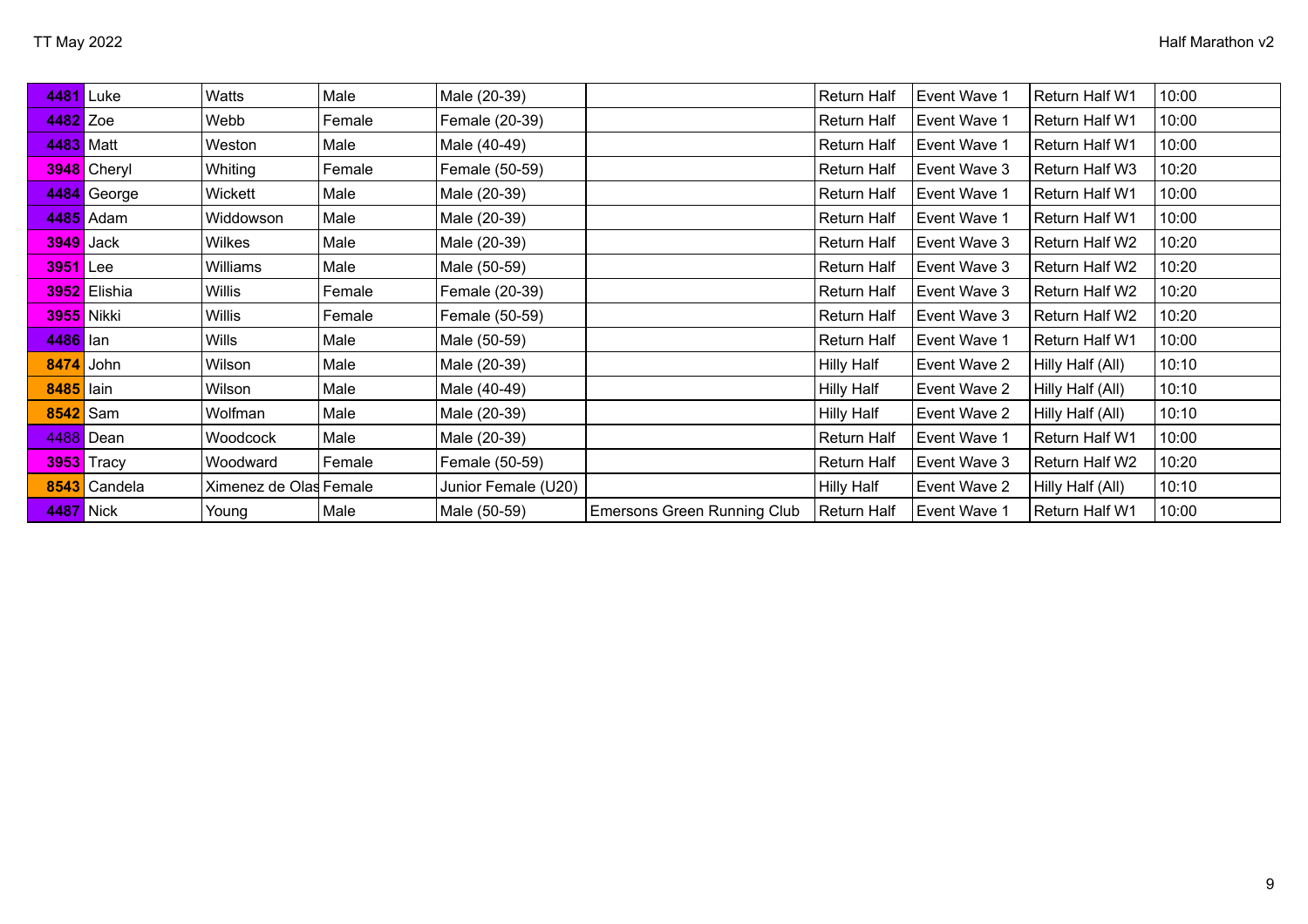| | | | | | | | | | |
|---|---|---|---|---|---|---|---|---|---|
| 4481 | Luke | Watts | Male | Male (20-39) | | Return Half | Event Wave 1 | Return Half W1 | 10:00 |
| 4482 | Zoe | Webb | Female | Female (20-39) | | Return Half | Event Wave 1 | Return Half W1 | 10:00 |
| 4483 | Matt | Weston | Male | Male (40-49) | | Return Half | Event Wave 1 | Return Half W1 | 10:00 |
| 3948 | Cheryl | Whiting | Female | Female (50-59) | | Return Half | Event Wave 3 | Return Half W3 | 10:20 |
| 4484 | George | Wickett | Male | Male (20-39) | | Return Half | Event Wave 1 | Return Half W1 | 10:00 |
| 4485 | Adam | Widdowson | Male | Male (20-39) | | Return Half | Event Wave 1 | Return Half W1 | 10:00 |
| 3949 | Jack | Wilkes | Male | Male (20-39) | | Return Half | Event Wave 3 | Return Half W2 | 10:20 |
| 3951 | Lee | Williams | Male | Male (50-59) | | Return Half | Event Wave 3 | Return Half W2 | 10:20 |
| 3952 | Elishia | Willis | Female | Female (20-39) | | Return Half | Event Wave 3 | Return Half W2 | 10:20 |
| 3955 | Nikki | Willis | Female | Female (50-59) | | Return Half | Event Wave 3 | Return Half W2 | 10:20 |
| 4486 | Ian | Wills | Male | Male (50-59) | | Return Half | Event Wave 1 | Return Half W1 | 10:00 |
| 8474 | John | Wilson | Male | Male (20-39) | | Hilly Half | Event Wave 2 | Hilly Half (All) | 10:10 |
| 8485 | Iain | Wilson | Male | Male (40-49) | | Hilly Half | Event Wave 2 | Hilly Half (All) | 10:10 |
| 8542 | Sam | Wolfman | Male | Male (20-39) | | Hilly Half | Event Wave 2 | Hilly Half (All) | 10:10 |
| 4488 | Dean | Woodcock | Male | Male (20-39) | | Return Half | Event Wave 1 | Return Half W1 | 10:00 |
| 3953 | Tracy | Woodward | Female | Female (50-59) | | Return Half | Event Wave 3 | Return Half W2 | 10:20 |
| 8543 | Candela | Ximenez de Olas | Female | Junior Female (U20) | | Hilly Half | Event Wave 2 | Hilly Half (All) | 10:10 |
| 4487 | Nick | Young | Male | Male (50-59) | Emersons Green Running Club | Return Half | Event Wave 1 | Return Half W1 | 10:00 |